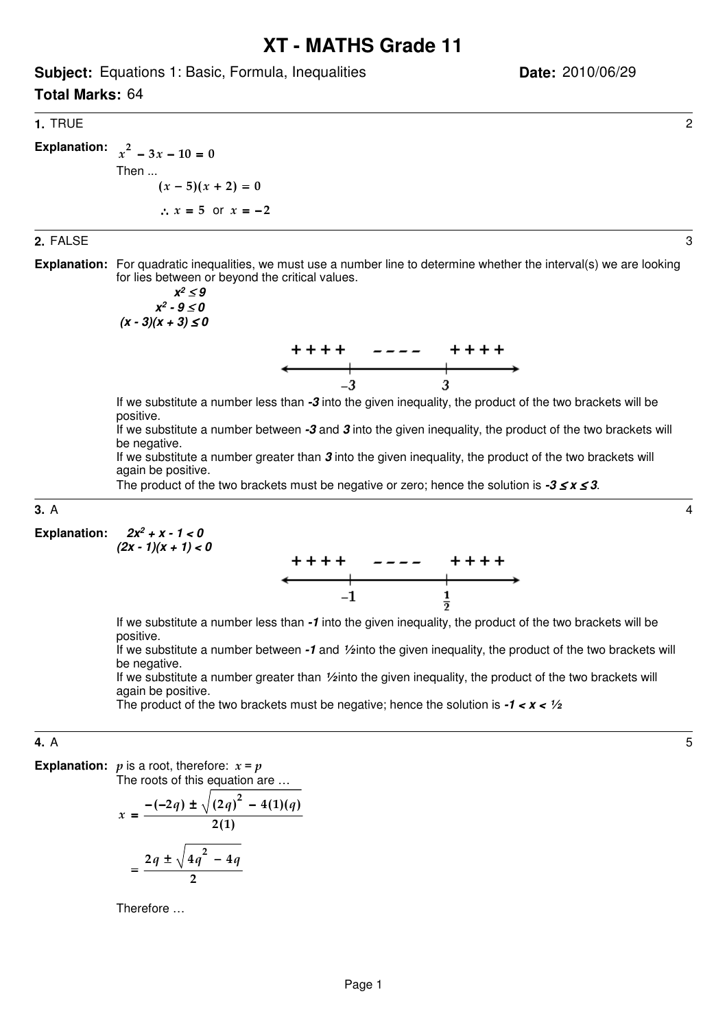# XT - MATHS Grade 11

**Subject:** Equations 1: Basic, Formula, Inequalities **Date:** 2010/06/29

**Total Marks:** 64

---

**1.** TRUE — 2

**Explanation:**

$$x^2 - 3x - 10 = 0$$

Then ...

$$(x - 5)(x + 2) = 0$$

$$\therefore x = 5 \text{ or } x = -2$$

---

**2.** FALSE — 3

**Explanation:** For quadratic inequalities, we must use a number line to determine whether the interval(s) we are looking for lies between or beyond the critical values.

$$x^2 \leq 9$$

$$x^2 - 9 \leq 0$$

$$(x - 3)(x + 3) \leq 0$$

```
 + + + +     – – – –     + + + +
<-----------|-----------|----------->
           -3           3
```

If we substitute a number less than ***-3*** into the given inequality, the product of the two brackets will be positive.

If we substitute a number between ***-3*** and ***3*** into the given inequality, the product of the two brackets will be negative.

If we substitute a number greater than ***3*** into the given inequality, the product of the two brackets will again be positive.

The product of the two brackets must be negative or zero; hence the solution is $-3 \leq x \leq 3$.

---

**3.** A — 4

**Explanation:**

$$2x^2 + x - 1 < 0$$

$$(2x - 1)(x + 1) < 0$$

```
 + + + +     – – – –     + + + +
<-----------|-----------|----------->
           -1          1/2
```

If we substitute a number less than ***-1*** into the given inequality, the product of the two brackets will be positive.

If we substitute a number between ***-1*** and ***½*** into the given inequality, the product of the two brackets will be negative.

If we substitute a number greater than ***½*** into the given inequality, the product of the two brackets will again be positive.

The product of the two brackets must be negative; hence the solution is $-1 < x < \frac{1}{2}$

---

**4.** A — 5

**Explanation:** $p$ is a root, therefore: $x = p$

The roots of this equation are …

$$x = \frac{-(-2q) \pm \sqrt{(2q)^2 - 4(1)(q)}}{2(1)}$$

$$= \frac{2q \pm \sqrt{4q^2 - 4q}}{2}$$

Therefore …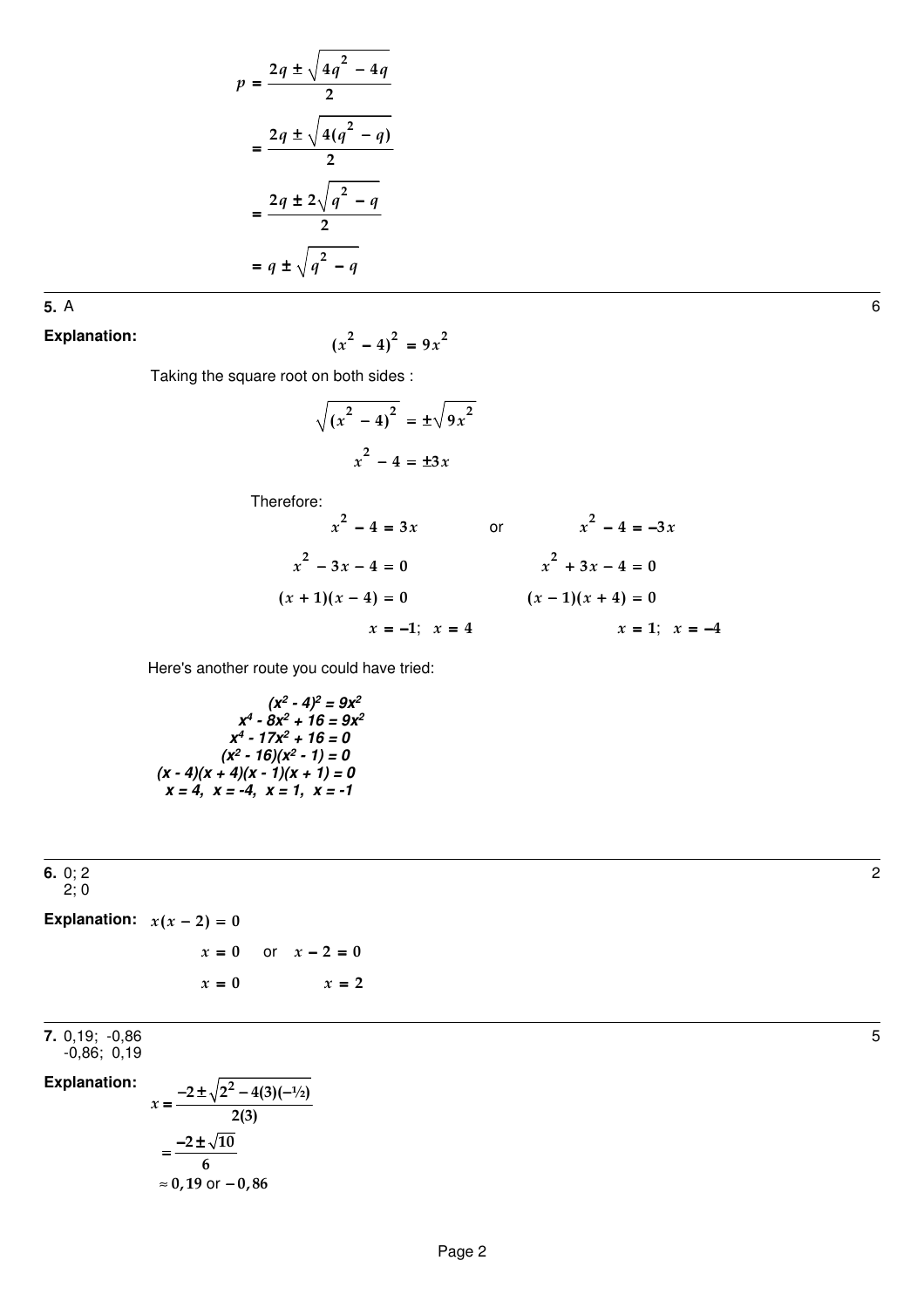$$p = \frac{2q \pm \sqrt{4q^2 - 4q}}{2}$$

$$= \frac{2q \pm \sqrt{4(q^2 - q)}}{2}$$

$$= \frac{2q \pm 2\sqrt{q^2 - q}}{2}$$

$$= q \pm \sqrt{q^2 - q}$$

---

**5.** A 6

**Explanation:**

$$(x^2 - 4)^2 = 9x^2$$

Taking the square root on both sides :

$$\sqrt{(x^2 - 4)^2} = \pm\sqrt{9x^2}$$

$$x^2 - 4 = \pm 3x$$

Therefore:

$$x^2 - 4 = 3x \qquad \text{or} \qquad x^2 - 4 = -3x$$

$$x^2 - 3x - 4 = 0 \qquad\qquad x^2 + 3x - 4 = 0$$

$$(x + 1)(x - 4) = 0 \qquad\qquad (x - 1)(x + 4) = 0$$

$$x = -1;\ \ x = 4 \qquad\qquad x = 1;\ \ x = -4$$

Here's another route you could have tried:

***$(x^2 - 4)^2 = 9x^2$***
***$x^4 - 8x^2 + 16 = 9x^2$***
***$x^4 - 17x^2 + 16 = 0$***
***$(x^2 - 16)(x^2 - 1) = 0$***
***$(x - 4)(x + 4)(x - 1)(x + 1) = 0$***
***$x = 4,\ x = -4,\ x = 1,\ x = -1$***

---

**6.** 0; 2
2; 0 2

**Explanation:** $x(x - 2) = 0$

$$x = 0 \quad \text{or} \quad x - 2 = 0$$

$$x = 0 \qquad\qquad x = 2$$

---

**7.** 0,19; -0,86
-0,86; 0,19 5

**Explanation:**

$$x = \frac{-2 \pm \sqrt{2^2 - 4(3)(-\tfrac{1}{2})}}{2(3)}$$

$$= \frac{-2 \pm \sqrt{10}}{6}$$

$$\approx 0,19 \text{ or } -0,86$$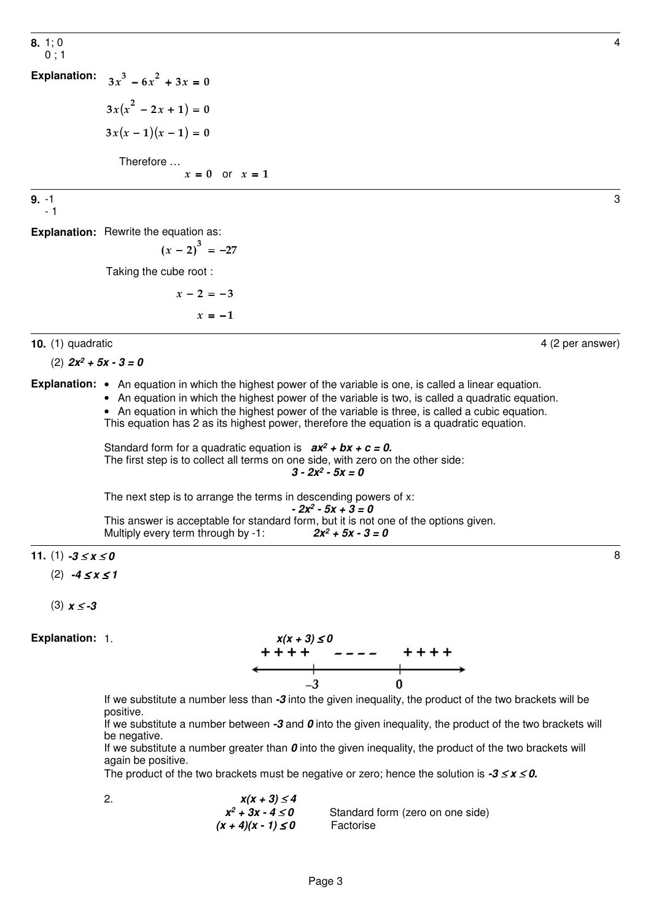**8.** 1; 0
0 ; 1

4

**Explanation:**

$$3x^3 - 6x^2 + 3x = 0$$

$$3x(x^2 - 2x + 1) = 0$$

$$3x(x - 1)(x - 1) = 0$$

Therefore …

$$x = 0 \text{ or } x = 1$$

---

**9.** -1
- 1

3

**Explanation:** Rewrite the equation as:

$$(x - 2)^3 = -27$$

Taking the cube root :

$$x - 2 = -3$$

$$x = -1$$

---

**10.** (1) quadratic

4 (2 per answer)

(2) $\boldsymbol{2x^2 + 5x - 3 = 0}$

**Explanation:**
- An equation in which the highest power of the variable is one, is called a linear equation.
- An equation in which the highest power of the variable is two, is called a quadratic equation.
- An equation in which the highest power of the variable is three, is called a cubic equation.

This equation has 2 as its highest power, therefore the equation is a quadratic equation.

Standard form for a quadratic equation is $\boldsymbol{ax^2 + bx + c = 0.}$
The first step is to collect all terms on one side, with zero on the other side:

$$3 - 2x^2 - 5x = 0$$

The next step is to arrange the terms in descending powers of x:

$$-2x^2 - 5x + 3 = 0$$

This answer is acceptable for standard form, but it is not one of the options given.
Multiply every term through by -1: $\boldsymbol{2x^2 + 5x - 3 = 0}$

---

**11.** (1) $\boldsymbol{-3 \le x \le 0}$

8

(2) $\boldsymbol{-4 \le x \le 1}$

(3) $\boldsymbol{x \le -3}$

**Explanation:** 1.

$$x(x + 3) \le 0$$

+ + + +   – – – –   + + + +
(number line marked at $-3$ and $0$)

If we substitute a number less than $\boldsymbol{-3}$ into the given inequality, the product of the two brackets will be positive.
If we substitute a number between $\boldsymbol{-3}$ and $\boldsymbol{0}$ into the given inequality, the product of the two brackets will be negative.
If we substitute a number greater than $\boldsymbol{0}$ into the given inequality, the product of the two brackets will again be positive.
The product of the two brackets must be negative or zero; hence the solution is $\boldsymbol{-3 \le x \le 0.}$

2.

$$x(x + 3) \le 4$$

$$x^2 + 3x - 4 \le 0 \quad \text{Standard form (zero on one side)}$$

$$(x + 4)(x - 1) \le 0 \quad \text{Factorise}$$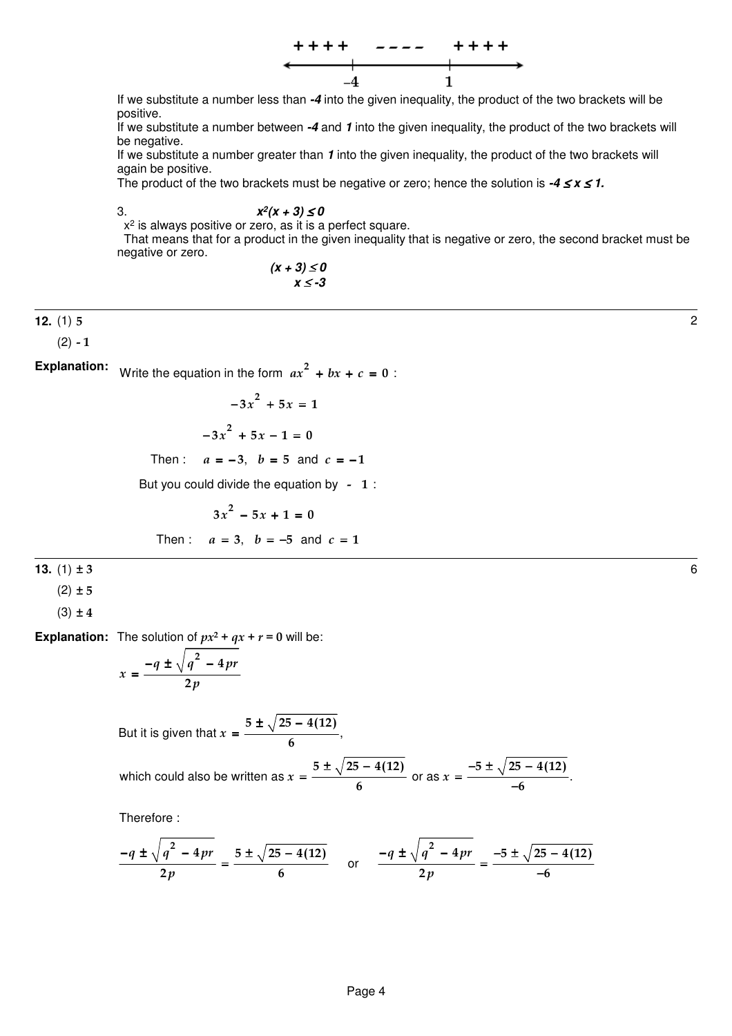$$\begin{array}{ccc} ++++ & ---- & ++++ \\ & -4 \qquad\qquad 1 & \end{array}$$

If we substitute a number less than ***-4*** into the given inequality, the product of the two brackets will be positive.
If we substitute a number between ***-4*** and ***1*** into the given inequality, the product of the two brackets will be negative.
If we substitute a number greater than ***1*** into the given inequality, the product of the two brackets will again be positive.
The product of the two brackets must be negative or zero; hence the solution is $-4 \le x \le 1$.

3. $x^2(x + 3) \le 0$

$x^2$ is always positive or zero, as it is a perfect square.
That means that for a product in the given inequality that is negative or zero, the second bracket must be negative or zero.

$$(x + 3) \le 0$$
$$x \le -3$$

---

**12.** (1) $5$ — 2

(2) $-1$

**Explanation:** Write the equation in the form $ax^2 + bx + c = 0$ :

$$-3x^2 + 5x = 1$$

$$-3x^2 + 5x - 1 = 0$$

Then : $a = -3$, $b = 5$ and $c = -1$

But you could divide the equation by $-1$ :

$$3x^2 - 5x + 1 = 0$$

Then : $a = 3$, $b = -5$ and $c = 1$

---

**13.** (1) $\pm 3$ — 6

(2) $\pm 5$

(3) $\pm 4$

**Explanation:** The solution of $px^2 + qx + r = 0$ will be:

$$x = \frac{-q \pm \sqrt{q^2 - 4pr}}{2p}$$

But it is given that $x = \dfrac{5 \pm \sqrt{25 - 4(12)}}{6}$,

which could also be written as $x = \dfrac{5 \pm \sqrt{25 - 4(12)}}{6}$ or as $x = \dfrac{-5 \pm \sqrt{25 - 4(12)}}{-6}$.

Therefore :

$$\frac{-q \pm \sqrt{q^2 - 4pr}}{2p} = \frac{5 \pm \sqrt{25 - 4(12)}}{6} \quad \text{or} \quad \frac{-q \pm \sqrt{q^2 - 4pr}}{2p} = \frac{-5 \pm \sqrt{25 - 4(12)}}{-6}$$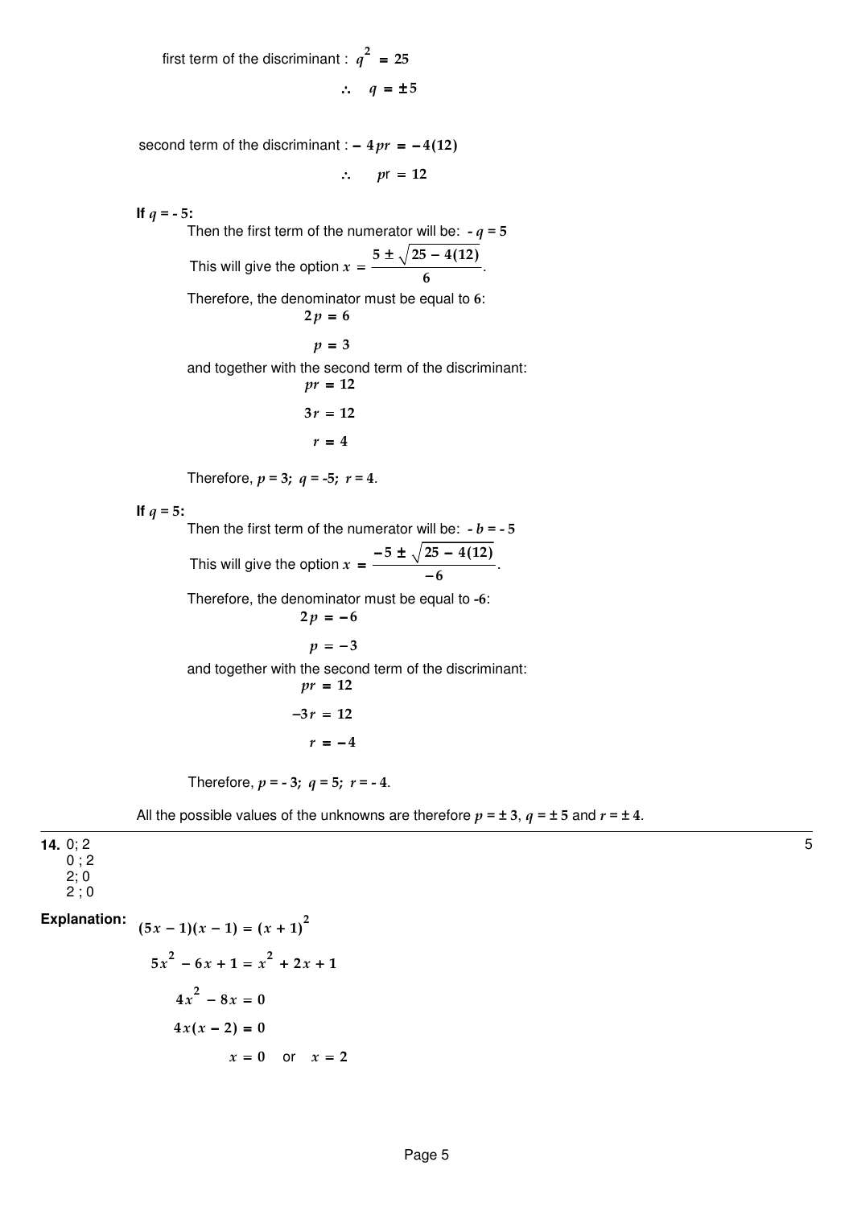first term of the discriminant : $q^2 = 25$

$$\therefore \quad q = \pm 5$$

second term of the discriminant : $-4pr = -4(12)$

$$\therefore \quad pr = 12$$

**If $q = -5$:**

Then the first term of the numerator will be: $-q = 5$

This will give the option $x = \dfrac{5 \pm \sqrt{25 - 4(12)}}{6}$.

Therefore, the denominator must be equal to $6$:

$$2p = 6$$

$$p = 3$$

and together with the second term of the discriminant:

$$pr = 12$$

$$3r = 12$$

$$r = 4$$

Therefore, $p = 3$; $q = -5$; $r = 4$.

**If $q = 5$:**

Then the first term of the numerator will be: $-b = -5$

This will give the option $x = \dfrac{-5 \pm \sqrt{25 - 4(12)}}{-6}$.

Therefore, the denominator must be equal to $-6$:

$$2p = -6$$

$$p = -3$$

and together with the second term of the discriminant:

$$pr = 12$$

$$-3r = 12$$

$$r = -4$$

Therefore, $p = -3$; $q = 5$; $r = -4$.

All the possible values of the unknowns are therefore $p = \pm 3$, $q = \pm 5$ and $r = \pm 4$.

---

**14.** 0; 2
0 ; 2
2; 0
2 ; 0

5

**Explanation:**

$$(5x - 1)(x - 1) = (x + 1)^2$$

$$5x^2 - 6x + 1 = x^2 + 2x + 1$$

$$4x^2 - 8x = 0$$

$$4x(x - 2) = 0$$

$$x = 0 \quad \text{or} \quad x = 2$$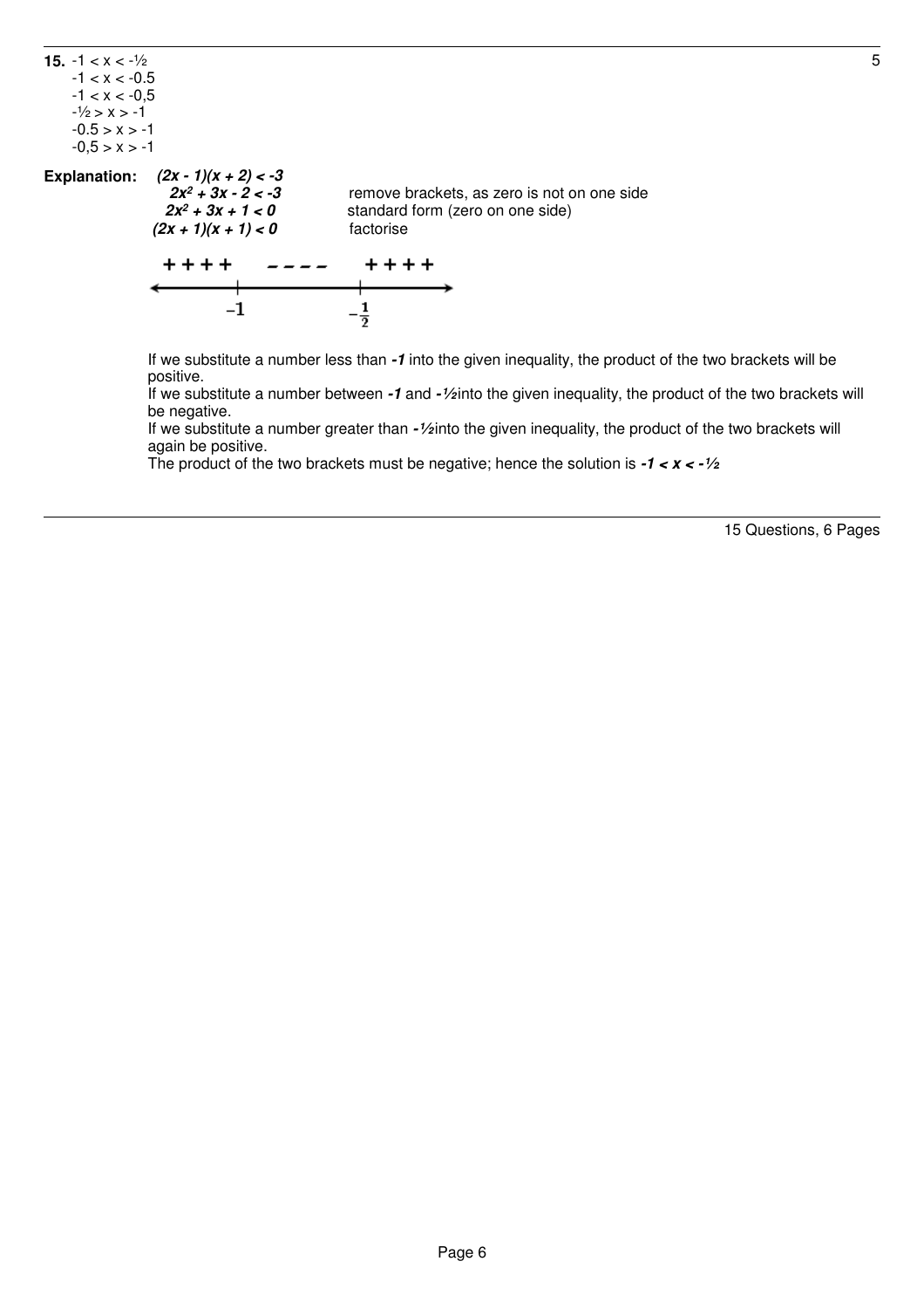**15.** $-1 < x < -½$
$-1 < x < -0.5$
$-1 < x < -0,5$
$-½ > x > -1$
$-0.5 > x > -1$
$-0,5 > x > -1$

5

**Explanation:**

| | |
|---|---|
| $(2x - 1)(x + 2) < -3$ | |
| $2x^2 + 3x - 2 < -3$ | remove brackets, as zero is not on one side |
| $2x^2 + 3x + 1 < 0$ | standard form (zero on one side) |
| $(2x + 1)(x + 1) < 0$ | factorise |

+ + + + &nbsp;&nbsp; – – – – &nbsp;&nbsp; + + + +

$-1$ &nbsp;&nbsp;&nbsp;&nbsp; $-\frac{1}{2}$

If we substitute a number less than ***-1*** into the given inequality, the product of the two brackets will be positive.
If we substitute a number between ***-1*** and ***-½***into the given inequality, the product of the two brackets will be negative.
If we substitute a number greater than ***-½***into the given inequality, the product of the two brackets will again be positive.
The product of the two brackets must be negative; hence the solution is ***-1 < x < -½***